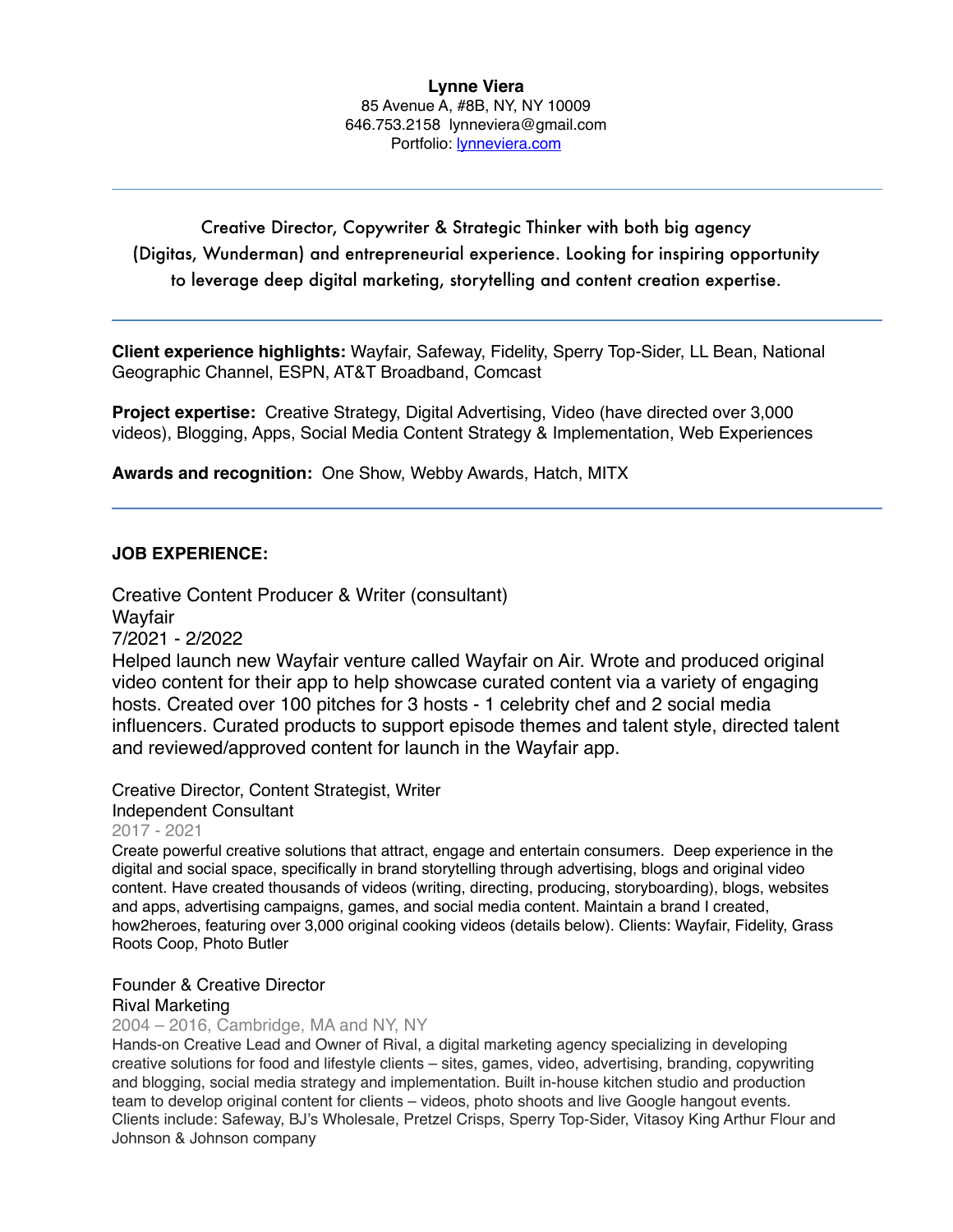# Lynne Viera

85 Avenue A, #8B, NY, NY 10009
646.753.2158 lynneviera@gmail.com
Portfolio: [lynneviera.com](lynneviera.com)

---

Creative Director, Copywriter & Strategic Thinker with both big agency (Digitas, Wunderman) and entrepreneurial experience. Looking for inspiring opportunity to leverage deep digital marketing, storytelling and content creation expertise.

---

**Client experience highlights:** Wayfair, Safeway, Fidelity, Sperry Top-Sider, LL Bean, National Geographic Channel, ESPN, AT&T Broadband, Comcast

**Project expertise:** Creative Strategy, Digital Advertising, Video (have directed over 3,000 videos), Blogging, Apps, Social Media Content Strategy & Implementation, Web Experiences

**Awards and recognition:** One Show, Webby Awards, Hatch, MITX

---

## JOB EXPERIENCE:

### Creative Content Producer & Writer (consultant)
Wayfair
7/2021 - 2/2022

Helped launch new Wayfair venture called Wayfair on Air. Wrote and produced original video content for their app to help showcase curated content via a variety of engaging hosts. Created over 100 pitches for 3 hosts - 1 celebrity chef and 2 social media influencers. Curated products to support episode themes and talent style, directed talent and reviewed/approved content for launch in the Wayfair app.

### Creative Director, Content Strategist, Writer
Independent Consultant
2017 - 2021

Create powerful creative solutions that attract, engage and entertain consumers. Deep experience in the digital and social space, specifically in brand storytelling through advertising, blogs and original video content. Have created thousands of videos (writing, directing, producing, storyboarding), blogs, websites and apps, advertising campaigns, games, and social media content. Maintain a brand I created, how2heroes, featuring over 3,000 original cooking videos (details below). Clients: Wayfair, Fidelity, Grass Roots Coop, Photo Butler

### Founder & Creative Director
Rival Marketing
2004 – 2016, Cambridge, MA and NY, NY

Hands-on Creative Lead and Owner of Rival, a digital marketing agency specializing in developing creative solutions for food and lifestyle clients – sites, games, video, advertising, branding, copywriting and blogging, social media strategy and implementation. Built in-house kitchen studio and production team to develop original content for clients – videos, photo shoots and live Google hangout events. Clients include: Safeway, BJ's Wholesale, Pretzel Crisps, Sperry Top-Sider, Vitasoy King Arthur Flour and Johnson & Johnson company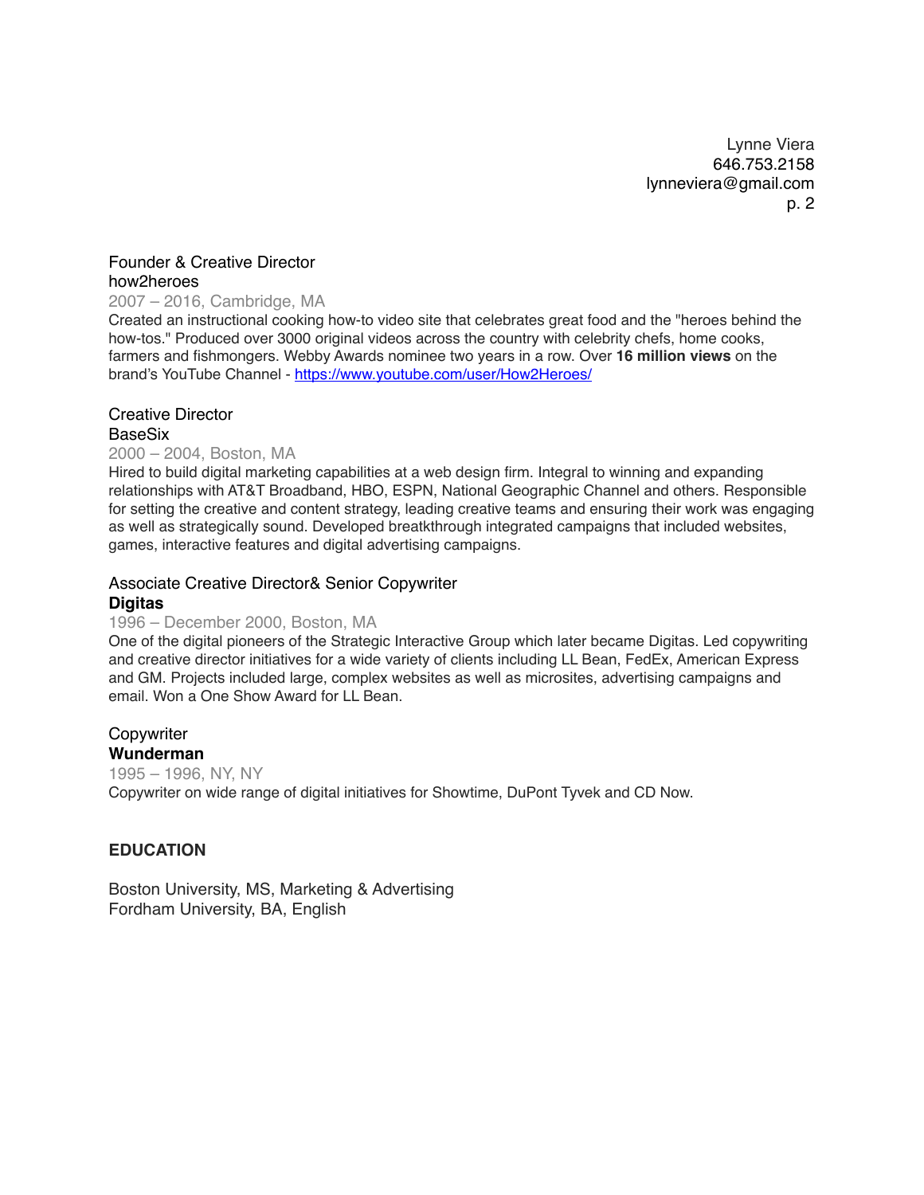Lynne Viera
646.753.2158
lynneviera@gmail.com

Founder & Creative Director
how2heroes
2007 – 2016, Cambridge, MA
Created an instructional cooking how-to video site that celebrates great food and the "heroes behind the how-tos." Produced over 3000 original videos across the country with celebrity chefs, home cooks, farmers and fishmongers. Webby Awards nominee two years in a row. Over **16 million views** on the brand's YouTube Channel - https://www.youtube.com/user/How2Heroes/

Creative Director
BaseSix
2000 – 2004, Boston, MA
Hired to build digital marketing capabilities at a web design firm. Integral to winning and expanding relationships with AT&T Broadband, HBO, ESPN, National Geographic Channel and others. Responsible for setting the creative and content strategy, leading creative teams and ensuring their work was engaging as well as strategically sound. Developed breakthrough integrated campaigns that included websites, games, interactive features and digital advertising campaigns.

Associate Creative Director& Senior Copywriter
**Digitas**
1996 – December 2000, Boston, MA
One of the digital pioneers of the Strategic Interactive Group which later became Digitas. Led copywriting and creative director initiatives for a wide variety of clients including LL Bean, FedEx, American Express and GM. Projects included large, complex websites as well as microsites, advertising campaigns and email. Won a One Show Award for LL Bean.

Copywriter
**Wunderman**
1995 – 1996, NY, NY
Copywriter on wide range of digital initiatives for Showtime, DuPont Tyvek and CD Now.

## EDUCATION

Boston University, MS, Marketing & Advertising
Fordham University, BA, English